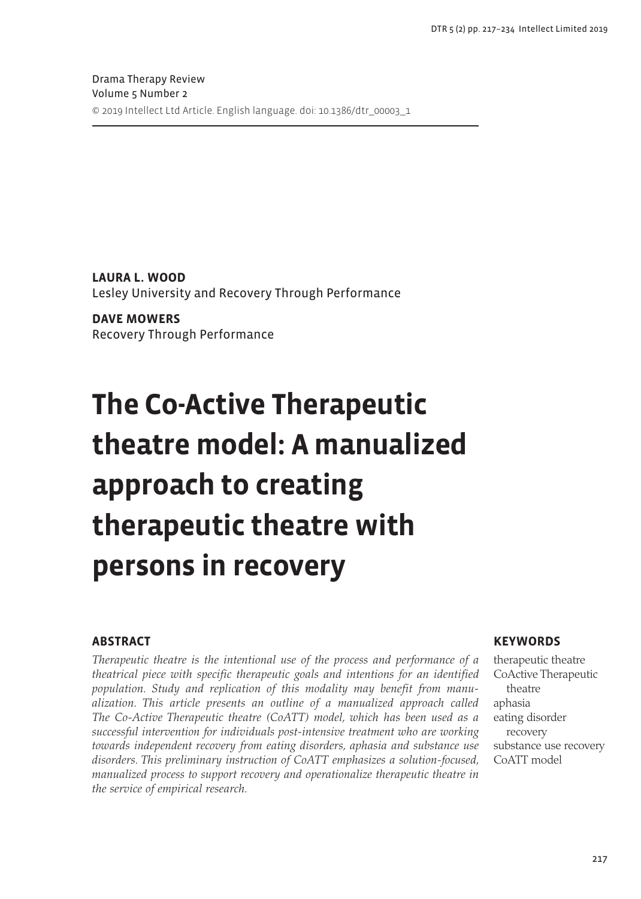Drama Therapy Review
Volume 5 Number 2
© 2019 Intellect Ltd Article. English language. doi: 10.1386/dtr_00003_1

**LAURA L. WOOD**
Lesley University and Recovery Through Performance

**DAVE MOWERS**
Recovery Through Performance

# The Co-Active Therapeutic theatre model: A manualized approach to creating therapeutic theatre with persons in recovery

## ABSTRACT

*Therapeutic theatre is the intentional use of the process and performance of a theatrical piece with specific therapeutic goals and intentions for an identified population. Study and replication of this modality may benefit from manualization. This article presents an outline of a manualized approach called The Co-Active Therapeutic theatre (CoATT) model, which has been used as a successful intervention for individuals post-intensive treatment who are working towards independent recovery from eating disorders, aphasia and substance use disorders. This preliminary instruction of CoATT emphasizes a solution-focused, manualized process to support recovery and operationalize therapeutic theatre in the service of empirical research.*

## KEYWORDS

therapeutic theatre
CoActive Therapeutic theatre
aphasia
eating disorder recovery
substance use recovery
CoATT model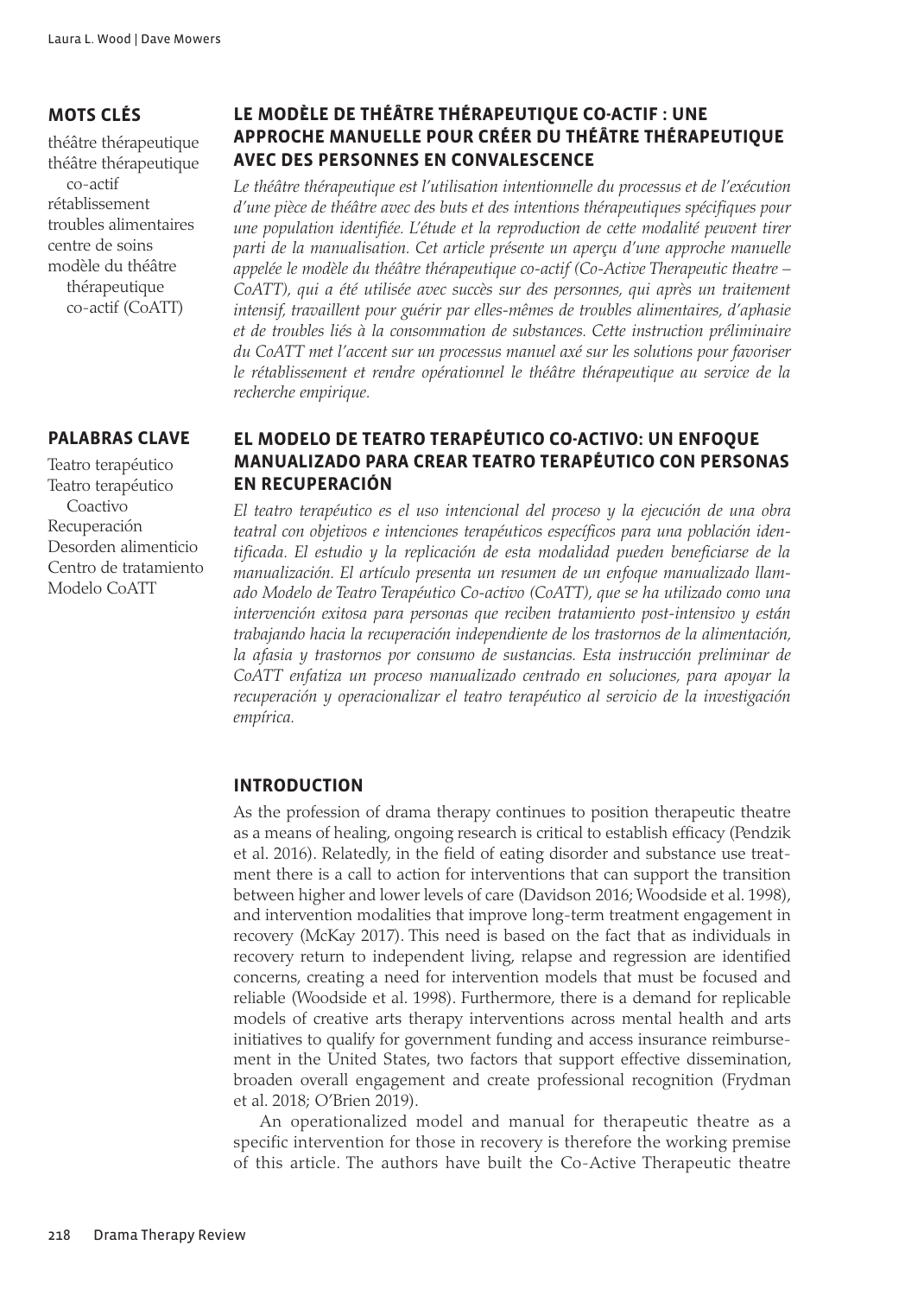## MOTS CLÉS

théâtre thérapeutique
théâtre thérapeutique co-actif
rétablissement
troubles alimentaires
centre de soins
modèle du théâtre thérapeutique co-actif (CoATT)

## LE MODÈLE DE THÉÂTRE THÉRAPEUTIQUE CO-ACTIF : UNE APPROCHE MANUELLE POUR CRÉER DU THÉÂTRE THÉRAPEUTIQUE AVEC DES PERSONNES EN CONVALESCENCE

*Le théâtre thérapeutique est l'utilisation intentionnelle du processus et de l'exécution d'une pièce de théâtre avec des buts et des intentions thérapeutiques spécifiques pour une population identifiée. L'étude et la reproduction de cette modalité peuvent tirer parti de la manualisation. Cet article présente un aperçu d'une approche manuelle appelée le modèle du théâtre thérapeutique co-actif (Co-Active Therapeutic theatre – CoATT), qui a été utilisée avec succès sur des personnes, qui après un traitement intensif, travaillent pour guérir par elles-mêmes de troubles alimentaires, d'aphasie et de troubles liés à la consommation de substances. Cette instruction préliminaire du CoATT met l'accent sur un processus manuel axé sur les solutions pour favoriser le rétablissement et rendre opérationnel le théâtre thérapeutique au service de la recherche empirique.*

## PALABRAS CLAVE

Teatro terapéutico
Teatro terapéutico Coactivo
Recuperación
Desorden alimenticio
Centro de tratamiento
Modelo CoATT

## EL MODELO DE TEATRO TERAPÉUTICO CO-ACTIVO: UN ENFOQUE MANUALIZADO PARA CREAR TEATRO TERAPÉUTICO CON PERSONAS EN RECUPERACIÓN

*El teatro terapéutico es el uso intencional del proceso y la ejecución de una obra teatral con objetivos e intenciones terapéuticos específicos para una población identificada. El estudio y la replicación de esta modalidad pueden beneficiarse de la manualización. El artículo presenta un resumen de un enfoque manualizado llamado Modelo de Teatro Terapéutico Co-activo (CoATT), que se ha utilizado como una intervención exitosa para personas que reciben tratamiento post-intensivo y están trabajando hacia la recuperación independiente de los trastornos de la alimentación, la afasia y trastornos por consumo de sustancias. Esta instrucción preliminar de CoATT enfatiza un proceso manualizado centrado en soluciones, para apoyar la recuperación y operacionalizar el teatro terapéutico al servicio de la investigación empírica.*

## INTRODUCTION

As the profession of drama therapy continues to position therapeutic theatre as a means of healing, ongoing research is critical to establish efficacy (Pendzik et al. 2016). Relatedly, in the field of eating disorder and substance use treatment there is a call to action for interventions that can support the transition between higher and lower levels of care (Davidson 2016; Woodside et al. 1998), and intervention modalities that improve long-term treatment engagement in recovery (McKay 2017). This need is based on the fact that as individuals in recovery return to independent living, relapse and regression are identified concerns, creating a need for intervention models that must be focused and reliable (Woodside et al. 1998). Furthermore, there is a demand for replicable models of creative arts therapy interventions across mental health and arts initiatives to qualify for government funding and access insurance reimbursement in the United States, two factors that support effective dissemination, broaden overall engagement and create professional recognition (Frydman et al. 2018; O'Brien 2019).

An operationalized model and manual for therapeutic theatre as a specific intervention for those in recovery is therefore the working premise of this article. The authors have built the Co-Active Therapeutic theatre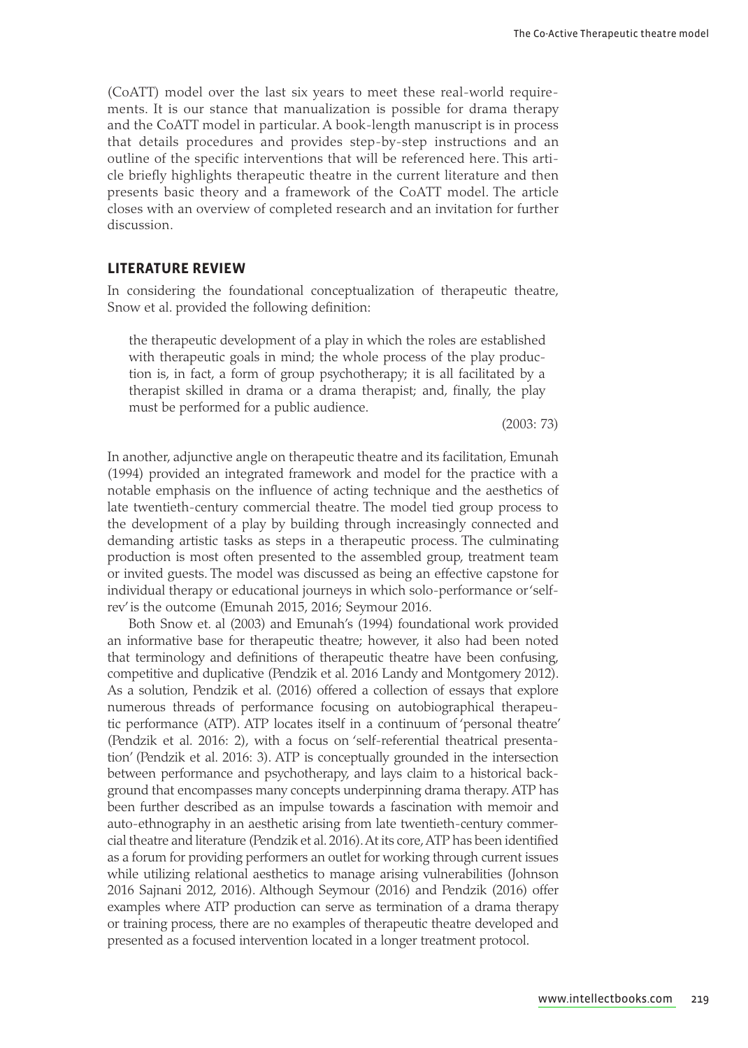(CoATT) model over the last six years to meet these real-world requirements. It is our stance that manualization is possible for drama therapy and the CoATT model in particular. A book-length manuscript is in process that details procedures and provides step-by-step instructions and an outline of the specific interventions that will be referenced here. This article briefly highlights therapeutic theatre in the current literature and then presents basic theory and a framework of the CoATT model. The article closes with an overview of completed research and an invitation for further discussion.

## LITERATURE REVIEW

In considering the foundational conceptualization of therapeutic theatre, Snow et al. provided the following definition:

> the therapeutic development of a play in which the roles are established with therapeutic goals in mind; the whole process of the play production is, in fact, a form of group psychotherapy; it is all facilitated by a therapist skilled in drama or a drama therapist; and, finally, the play must be performed for a public audience.
>
> (2003: 73)

In another, adjunctive angle on therapeutic theatre and its facilitation, Emunah (1994) provided an integrated framework and model for the practice with a notable emphasis on the influence of acting technique and the aesthetics of late twentieth-century commercial theatre. The model tied group process to the development of a play by building through increasingly connected and demanding artistic tasks as steps in a therapeutic process. The culminating production is most often presented to the assembled group, treatment team or invited guests. The model was discussed as being an effective capstone for individual therapy or educational journeys in which solo-performance or 'self-rev' is the outcome (Emunah 2015, 2016; Seymour 2016.

Both Snow et. al (2003) and Emunah's (1994) foundational work provided an informative base for therapeutic theatre; however, it also had been noted that terminology and definitions of therapeutic theatre have been confusing, competitive and duplicative (Pendzik et al. 2016 Landy and Montgomery 2012). As a solution, Pendzik et al. (2016) offered a collection of essays that explore numerous threads of performance focusing on autobiographical therapeutic performance (ATP). ATP locates itself in a continuum of 'personal theatre' (Pendzik et al. 2016: 2), with a focus on 'self-referential theatrical presentation' (Pendzik et al. 2016: 3). ATP is conceptually grounded in the intersection between performance and psychotherapy, and lays claim to a historical background that encompasses many concepts underpinning drama therapy. ATP has been further described as an impulse towards a fascination with memoir and auto-ethnography in an aesthetic arising from late twentieth-century commercial theatre and literature (Pendzik et al. 2016). At its core, ATP has been identified as a forum for providing performers an outlet for working through current issues while utilizing relational aesthetics to manage arising vulnerabilities (Johnson 2016 Sajnani 2012, 2016). Although Seymour (2016) and Pendzik (2016) offer examples where ATP production can serve as termination of a drama therapy or training process, there are no examples of therapeutic theatre developed and presented as a focused intervention located in a longer treatment protocol.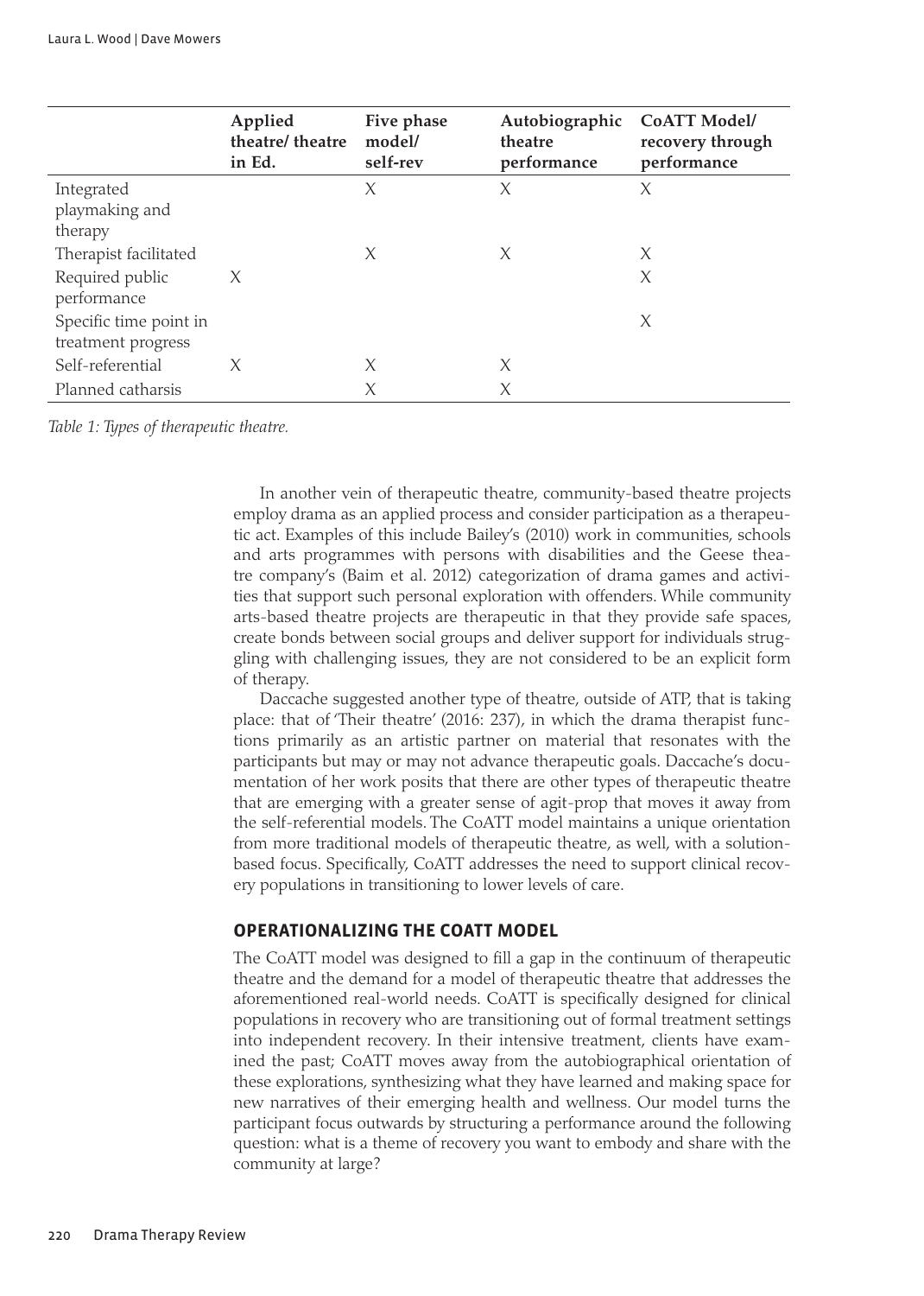| | Applied theatre/ theatre in Ed. | Five phase model/ self-rev | Autobiographic theatre performance | CoATT Model/ recovery through performance |
|---|---|---|---|---|
| Integrated playmaking and therapy | | X | X | X |
| Therapist facilitated | | X | X | X |
| Required public performance | X | | | X |
| Specific time point in treatment progress | | | | X |
| Self-referential | X | X | X | |
| Planned catharsis | | X | X | |

*Table 1: Types of therapeutic theatre.*

In another vein of therapeutic theatre, community-based theatre projects employ drama as an applied process and consider participation as a therapeutic act. Examples of this include Bailey's (2010) work in communities, schools and arts programmes with persons with disabilities and the Geese theatre company's (Baim et al. 2012) categorization of drama games and activities that support such personal exploration with offenders. While community arts-based theatre projects are therapeutic in that they provide safe spaces, create bonds between social groups and deliver support for individuals struggling with challenging issues, they are not considered to be an explicit form of therapy.

Daccache suggested another type of theatre, outside of ATP, that is taking place: that of 'Their theatre' (2016: 237), in which the drama therapist functions primarily as an artistic partner on material that resonates with the participants but may or may not advance therapeutic goals. Daccache's documentation of her work posits that there are other types of therapeutic theatre that are emerging with a greater sense of agit-prop that moves it away from the self-referential models. The CoATT model maintains a unique orientation from more traditional models of therapeutic theatre, as well, with a solution-based focus. Specifically, CoATT addresses the need to support clinical recovery populations in transitioning to lower levels of care.

## OPERATIONALIZING THE COATT MODEL

The CoATT model was designed to fill a gap in the continuum of therapeutic theatre and the demand for a model of therapeutic theatre that addresses the aforementioned real-world needs. CoATT is specifically designed for clinical populations in recovery who are transitioning out of formal treatment settings into independent recovery. In their intensive treatment, clients have examined the past; CoATT moves away from the autobiographical orientation of these explorations, synthesizing what they have learned and making space for new narratives of their emerging health and wellness. Our model turns the participant focus outwards by structuring a performance around the following question: what is a theme of recovery you want to embody and share with the community at large?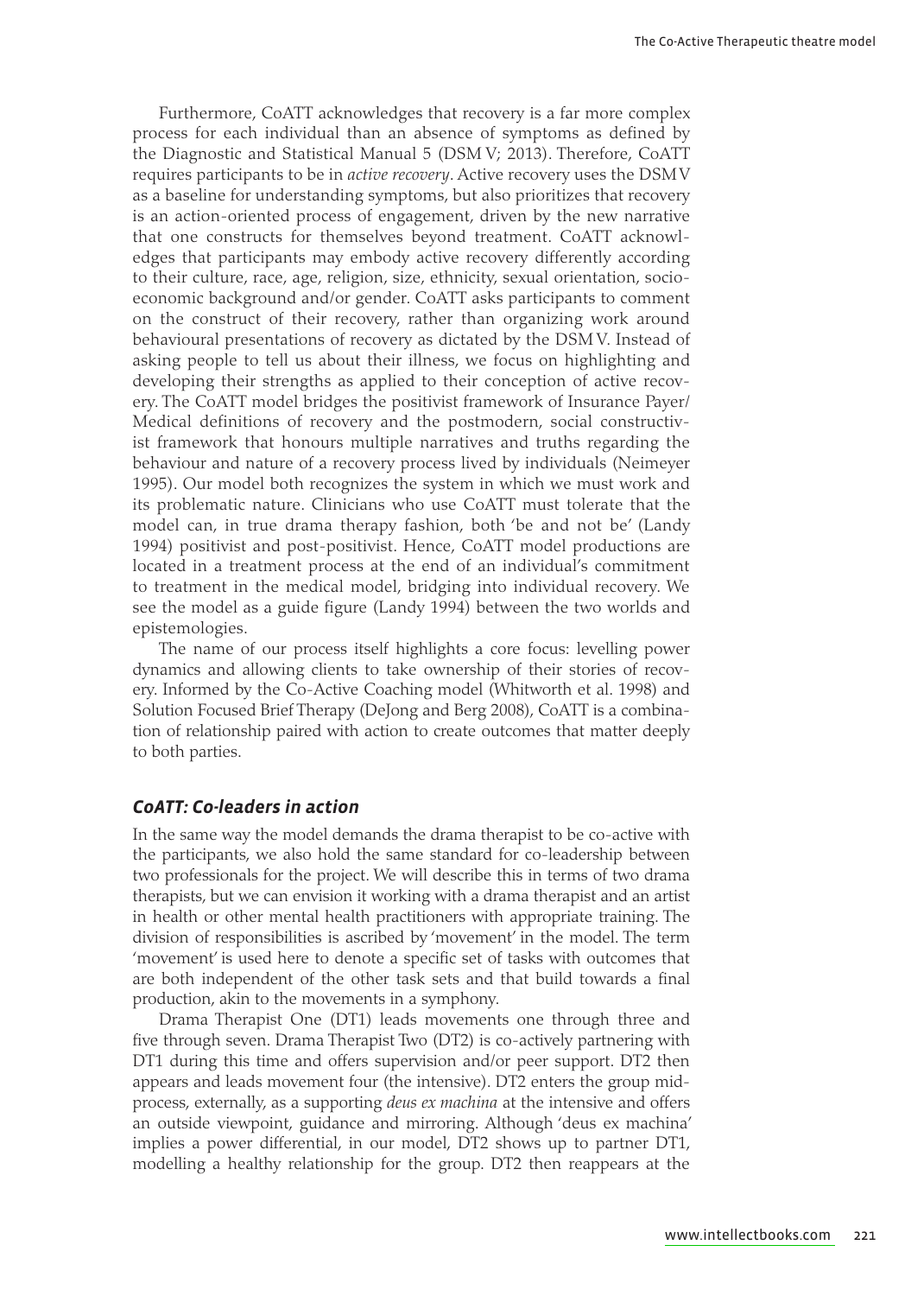Furthermore, CoATT acknowledges that recovery is a far more complex process for each individual than an absence of symptoms as defined by the Diagnostic and Statistical Manual 5 (DSM V; 2013). Therefore, CoATT requires participants to be in *active recovery*. Active recovery uses the DSM V as a baseline for understanding symptoms, but also prioritizes that recovery is an action-oriented process of engagement, driven by the new narrative that one constructs for themselves beyond treatment. CoATT acknowledges that participants may embody active recovery differently according to their culture, race, age, religion, size, ethnicity, sexual orientation, socio-economic background and/or gender. CoATT asks participants to comment on the construct of their recovery, rather than organizing work around behavioural presentations of recovery as dictated by the DSM V. Instead of asking people to tell us about their illness, we focus on highlighting and developing their strengths as applied to their conception of active recovery. The CoATT model bridges the positivist framework of Insurance Payer/Medical definitions of recovery and the postmodern, social constructivist framework that honours multiple narratives and truths regarding the behaviour and nature of a recovery process lived by individuals (Neimeyer 1995). Our model both recognizes the system in which we must work and its problematic nature. Clinicians who use CoATT must tolerate that the model can, in true drama therapy fashion, both 'be and not be' (Landy 1994) positivist and post-positivist. Hence, CoATT model productions are located in a treatment process at the end of an individual's commitment to treatment in the medical model, bridging into individual recovery. We see the model as a guide figure (Landy 1994) between the two worlds and epistemologies.

The name of our process itself highlights a core focus: levelling power dynamics and allowing clients to take ownership of their stories of recovery. Informed by the Co-Active Coaching model (Whitworth et al. 1998) and Solution Focused Brief Therapy (DeJong and Berg 2008), CoATT is a combination of relationship paired with action to create outcomes that matter deeply to both parties.

### *CoATT: Co-leaders in action*

In the same way the model demands the drama therapist to be co-active with the participants, we also hold the same standard for co-leadership between two professionals for the project. We will describe this in terms of two drama therapists, but we can envision it working with a drama therapist and an artist in health or other mental health practitioners with appropriate training. The division of responsibilities is ascribed by 'movement' in the model. The term 'movement' is used here to denote a specific set of tasks with outcomes that are both independent of the other task sets and that build towards a final production, akin to the movements in a symphony.

Drama Therapist One (DT1) leads movements one through three and five through seven. Drama Therapist Two (DT2) is co-actively partnering with DT1 during this time and offers supervision and/or peer support. DT2 then appears and leads movement four (the intensive). DT2 enters the group mid-process, externally, as a supporting *deus ex machina* at the intensive and offers an outside viewpoint, guidance and mirroring. Although 'deus ex machina' implies a power differential, in our model, DT2 shows up to partner DT1, modelling a healthy relationship for the group. DT2 then reappears at the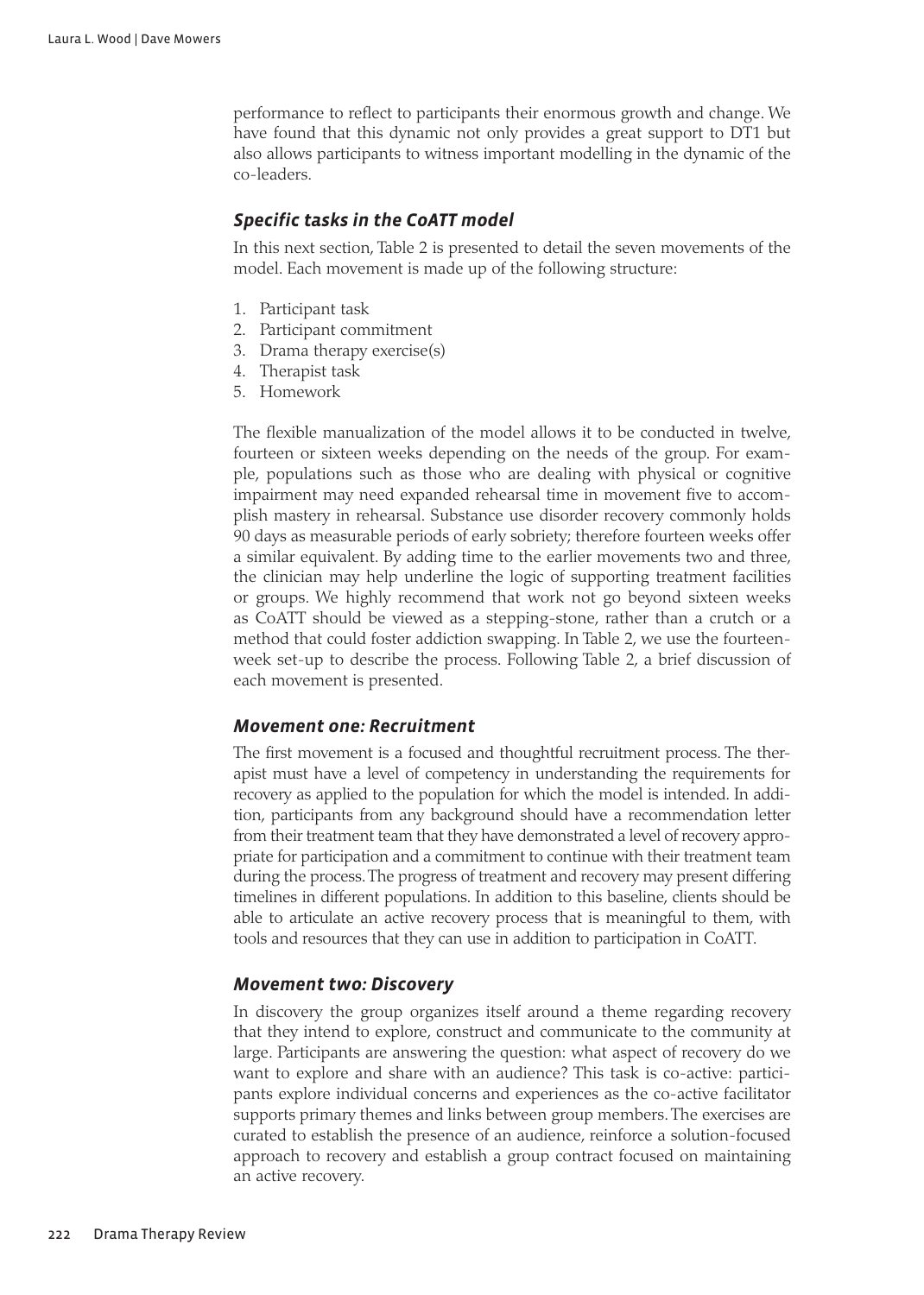performance to reflect to participants their enormous growth and change. We have found that this dynamic not only provides a great support to DT1 but also allows participants to witness important modelling in the dynamic of the co-leaders.

### *Specific tasks in the CoATT model*

In this next section, Table 2 is presented to detail the seven movements of the model. Each movement is made up of the following structure:

1. Participant task
2. Participant commitment
3. Drama therapy exercise(s)
4. Therapist task
5. Homework

The flexible manualization of the model allows it to be conducted in twelve, fourteen or sixteen weeks depending on the needs of the group. For example, populations such as those who are dealing with physical or cognitive impairment may need expanded rehearsal time in movement five to accomplish mastery in rehearsal. Substance use disorder recovery commonly holds 90 days as measurable periods of early sobriety; therefore fourteen weeks offer a similar equivalent. By adding time to the earlier movements two and three, the clinician may help underline the logic of supporting treatment facilities or groups. We highly recommend that work not go beyond sixteen weeks as CoATT should be viewed as a stepping-stone, rather than a crutch or a method that could foster addiction swapping. In Table 2, we use the fourteen-week set-up to describe the process. Following Table 2, a brief discussion of each movement is presented.

### *Movement one: Recruitment*

The first movement is a focused and thoughtful recruitment process. The therapist must have a level of competency in understanding the requirements for recovery as applied to the population for which the model is intended. In addition, participants from any background should have a recommendation letter from their treatment team that they have demonstrated a level of recovery appropriate for participation and a commitment to continue with their treatment team during the process. The progress of treatment and recovery may present differing timelines in different populations. In addition to this baseline, clients should be able to articulate an active recovery process that is meaningful to them, with tools and resources that they can use in addition to participation in CoATT.

### *Movement two: Discovery*

In discovery the group organizes itself around a theme regarding recovery that they intend to explore, construct and communicate to the community at large. Participants are answering the question: what aspect of recovery do we want to explore and share with an audience? This task is co-active: participants explore individual concerns and experiences as the co-active facilitator supports primary themes and links between group members. The exercises are curated to establish the presence of an audience, reinforce a solution-focused approach to recovery and establish a group contract focused on maintaining an active recovery.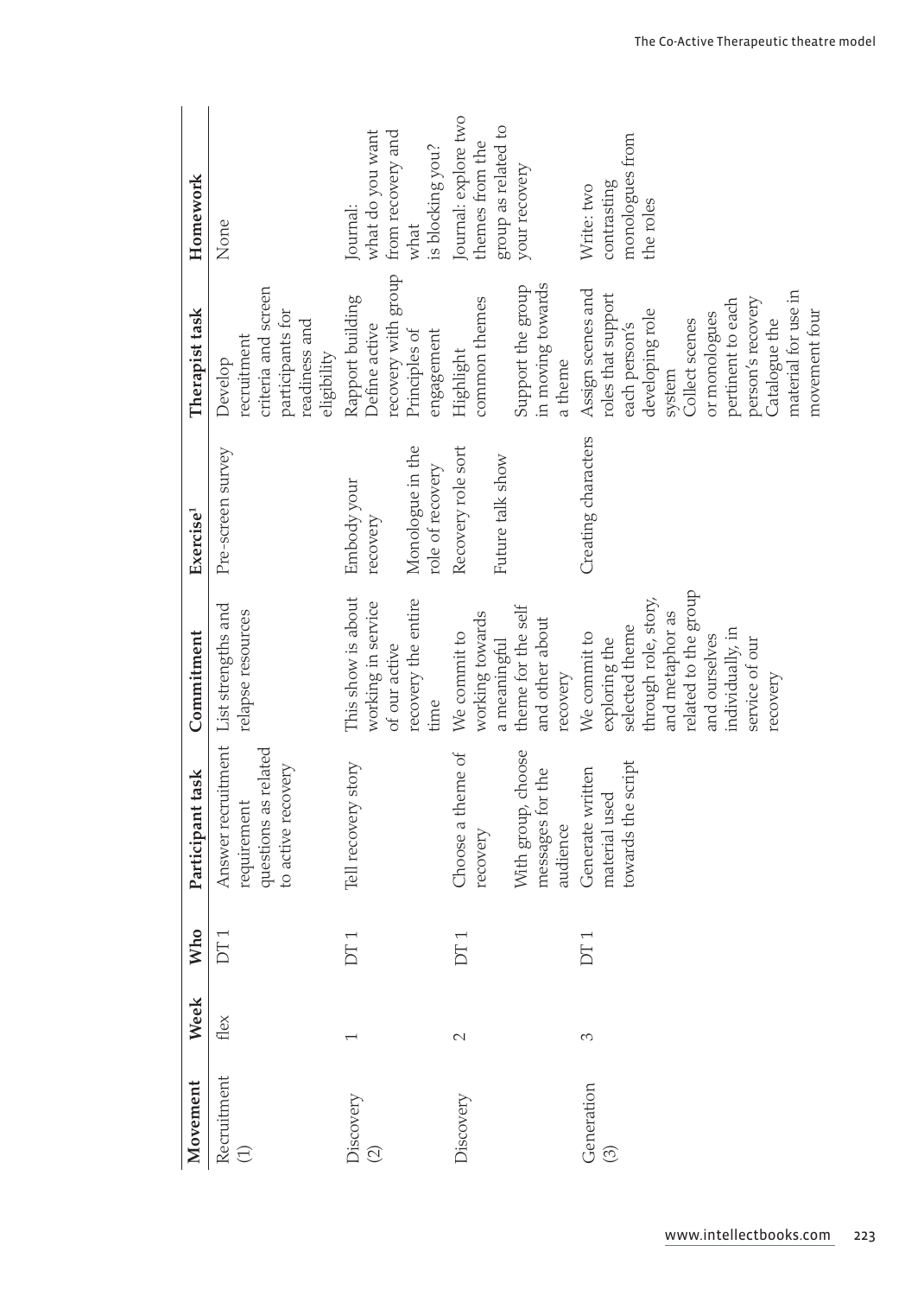| Movement | Week | Who | Participant task | Commitment | Exercise[1] | Therapist task | Homework |
|---|---|---|---|---|---|---|---|
| Recruitment (1) | flex | DT 1 | Answer recruitment requirement questions as related to active recovery | List strengths and relapse resources | Pre-screen survey | Develop recruitment criteria and screen participants for readiness and eligibility | None |
| Discovery (2) | 1 | DT 1 | Tell recovery story | This show is about working in service of our active recovery the entire time | Embody your recovery<br><br>Monologue in the role of recovery | Rapport building<br>Define active recovery with group<br>Principles of engagement | Journal: what do you want from recovery and what is blocking you? |
| Discovery | 2 | DT 1 | Choose a theme of recovery<br><br>With group, choose messages for the audience | We commit to working towards a meaningful theme for the self and other about recovery | Recovery role sort<br><br>Future talk show | Highlight common themes<br><br>Support the group in moving towards a theme | Journal: explore two themes from the group as related to your recovery |
| Generation (3) | 3 | DT 1 | Generate written material used towards the script | We commit to exploring the selected theme through role, story, and metaphor as related to the group and ourselves individually, in service of our recovery | Creating characters | Assign scenes and roles that support each person's developing role system<br>Collect scenes or monologues pertinent to each person's recovery<br>Catalogue the material for use in movement four | Write: two contrasting monologues from the roles |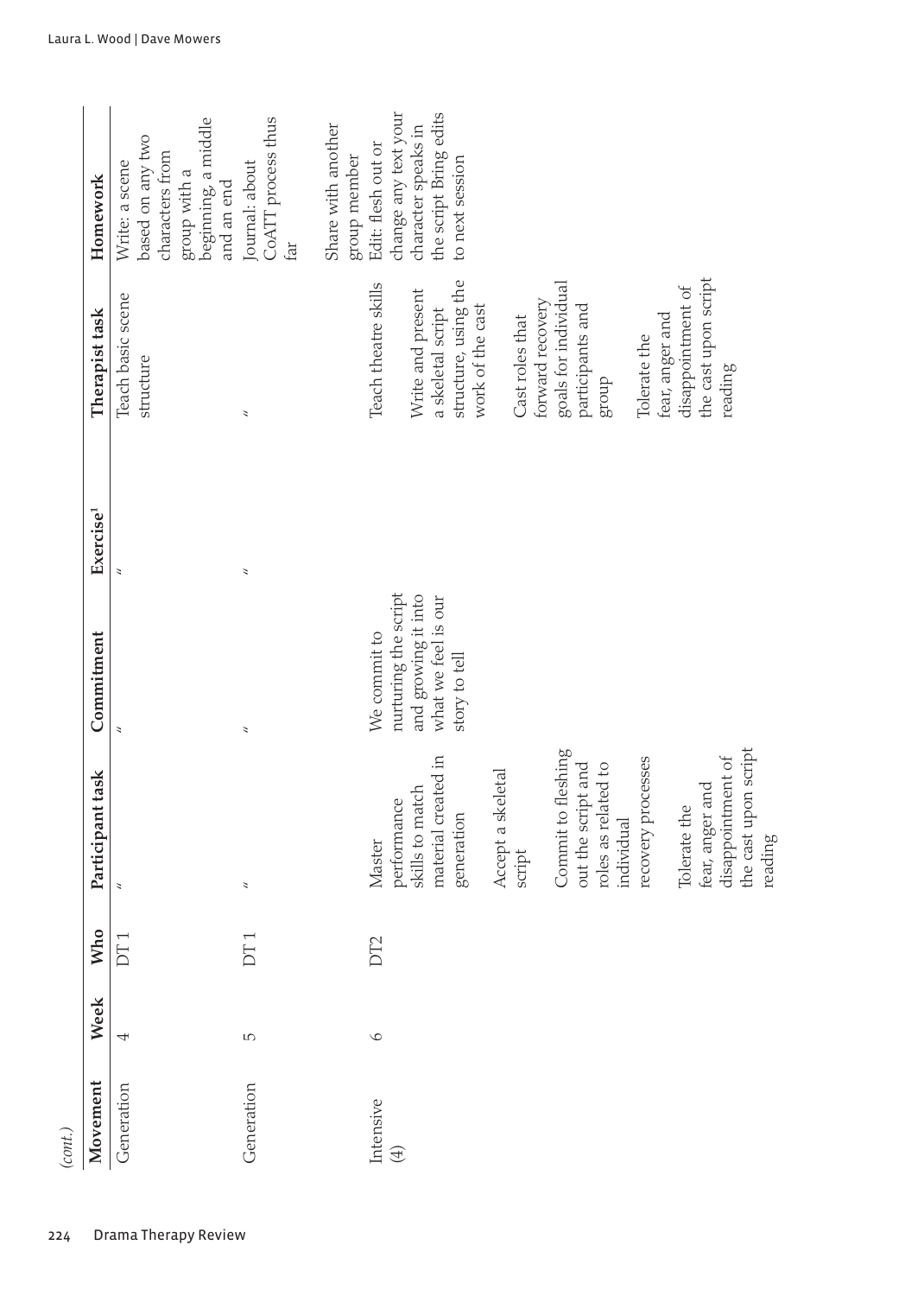*(cont.)*

| Movement | Week | Who | Participant task | Commitment | Exercise[1] | Therapist task | Homework |
|---|---|---|---|---|---|---|---|
| Generation | 4 | DT 1 | " | " | " | Teach basic scene structure | Write: a scene based on any two characters from group with a beginning, a middle and an end |
| Generation | 5 | DT 1 | " | " | " | " | Journal: about CoATT process thus far<br><br>Share with another group member |
| Intensive (4) | 6 | DT2 | Master performance skills to match material created in generation<br><br>Accept a skeletal script<br><br>Commit to fleshing out the script and roles as related to individual recovery processes<br><br>Tolerate the fear, anger and disappointment of the cast upon script reading | We commit to nurturing the script and growing it into what we feel is our story to tell | | Teach theatre skills<br><br>Write and present a skeletal script structure, using the work of the cast<br><br>Cast roles that forward recovery goals for individual participants and group<br><br>Tolerate the fear, anger and disappointment of the cast upon script reading | Edit: flesh out or change any text your character speaks in the script Bring edits to next session |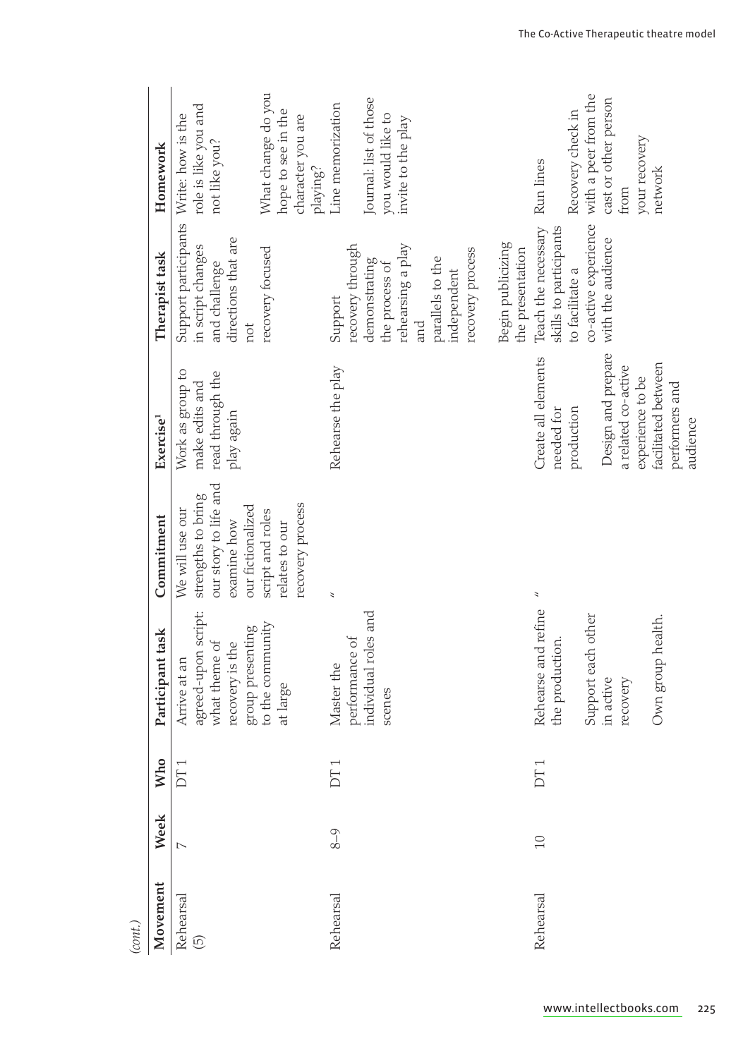*(cont.)*

| Movement | Week | Who | Participant task | Commitment | Exercise[1] | Therapist task | Homework |
|---|---|---|---|---|---|---|---|
| Rehearsal (5) | 7 | DT 1 | Arrive at an agreed-upon script: what theme of recovery is the group presenting to the community at large | We will use our strengths to bring our story to life and examine how our fictionalized script and roles relates to our recovery process | Work as group to make edits and read through the play again | Support participants in script changes and challenge directions that are not recovery focused | Write: how is the role is like you and not like you? What change do you hope to see in the character you are playing? |
| Rehearsal | 8–9 | DT 1 | Master the performance of individual roles and scenes | " | Rehearse the play | Support recovery through demonstrating the process of rehearsing a play and parallels to the independent recovery process. Begin publicizing the presentation | Line memorization. Journal: list of those you would like to invite to the play |
| Rehearsal | 10 | DT 1 | Rehearse and refine the production. Support each other in active recovery. Own group health. | " | Create all elements needed for production. Design and prepare a related co-active experience to be facilitated between performers and audience | Teach the necessary skills to participants to facilitate a co-active experience with the audience | Run lines. Recovery check in with a peer from the cast or other person from your recovery network |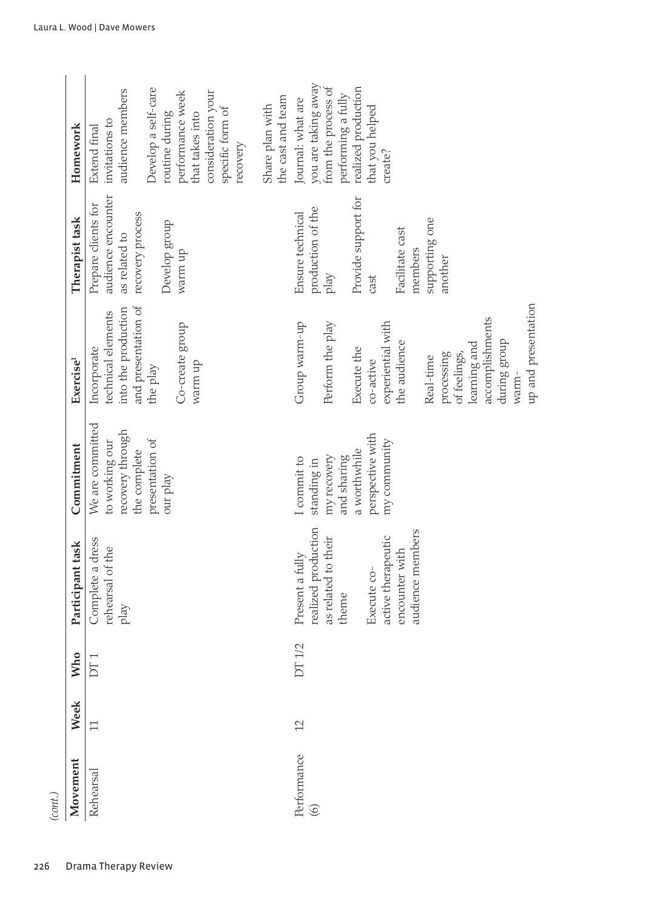(cont.)

| Movement | Week | Who | Participant task | Commitment | Exercise[1] | Therapist task | Homework |
|---|---|---|---|---|---|---|---|
| Rehearsal | 11 | DT 1 | Complete a dress rehearsal of the play | We are committed to working our recovery through the complete presentation of our play | Incorporate technical elements into the production and presentation of the play<br><br>Co-create group warm up | Prepare clients for audience encounter as related to recovery process<br><br>Develop group warm up | Extend final invitations to audience members<br><br>Develop a self-care routine during performance week that takes into consideration your specific form of recovery<br><br>Share plan with the cast and team |
| Performance (6) | 12 | DT 1/2 | Present a fully realized production as related to their theme<br><br>Execute co-active therapeutic encounter with audience members | I commit to standing in my recovery and sharing a worthwhile perspective with my community | Group warm-up<br><br>Perform the play<br><br>Execute the co-active experiential with the audience<br><br>Real-time processing of feelings, learning and accomplishments during group warm-up and presentation | Ensure technical production of the play<br><br>Provide support for cast<br><br>Facilitate cast members supporting one another | Journal: what are you taking away from the process of performing a fully realized production that you helped create? |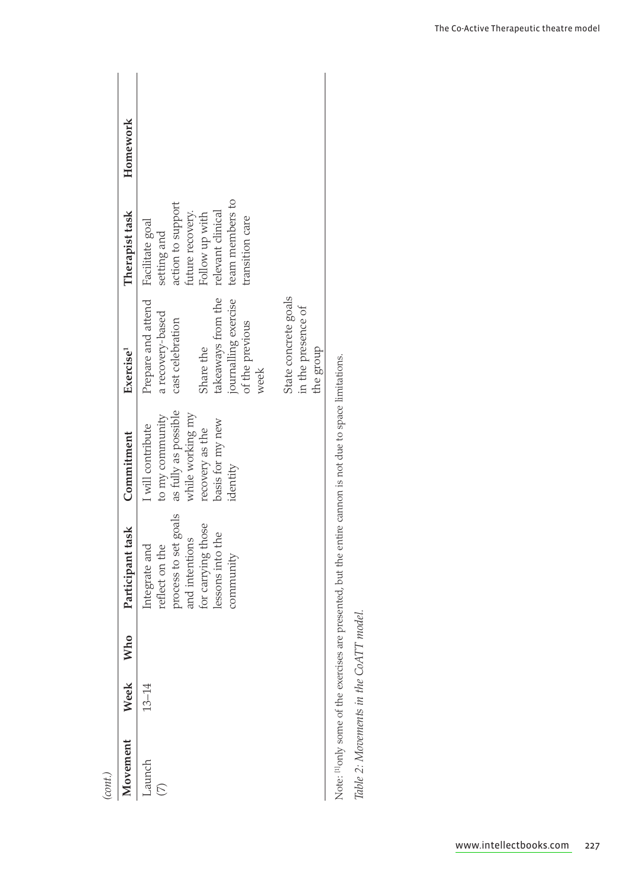(cont.)

| Movement | Week | Who | Participant task | Commitment | Exercise[1] | Therapist task | Homework |
|---|---|---|---|---|---|---|---|
| Launch (7) | 13–14 | | Integrate and reflect on the process to set goals and intentions for carrying those lessons into the community | I will contribute to my community as fully as possible while working my recovery as the basis for my new identity | Prepare and attend a recovery-based cast celebration<br><br>Share the takeaways from the journalling exercise of the previous week<br><br>State concrete goals in the presence of the group | Facilitate goal setting and action to support future recovery. Follow up with relevant clinical team members to transition care | |

Note: [1]only some of the exercises are presented, but the entire cannon is not due to space limitations.

*Table 2: Movements in the CoATT model.*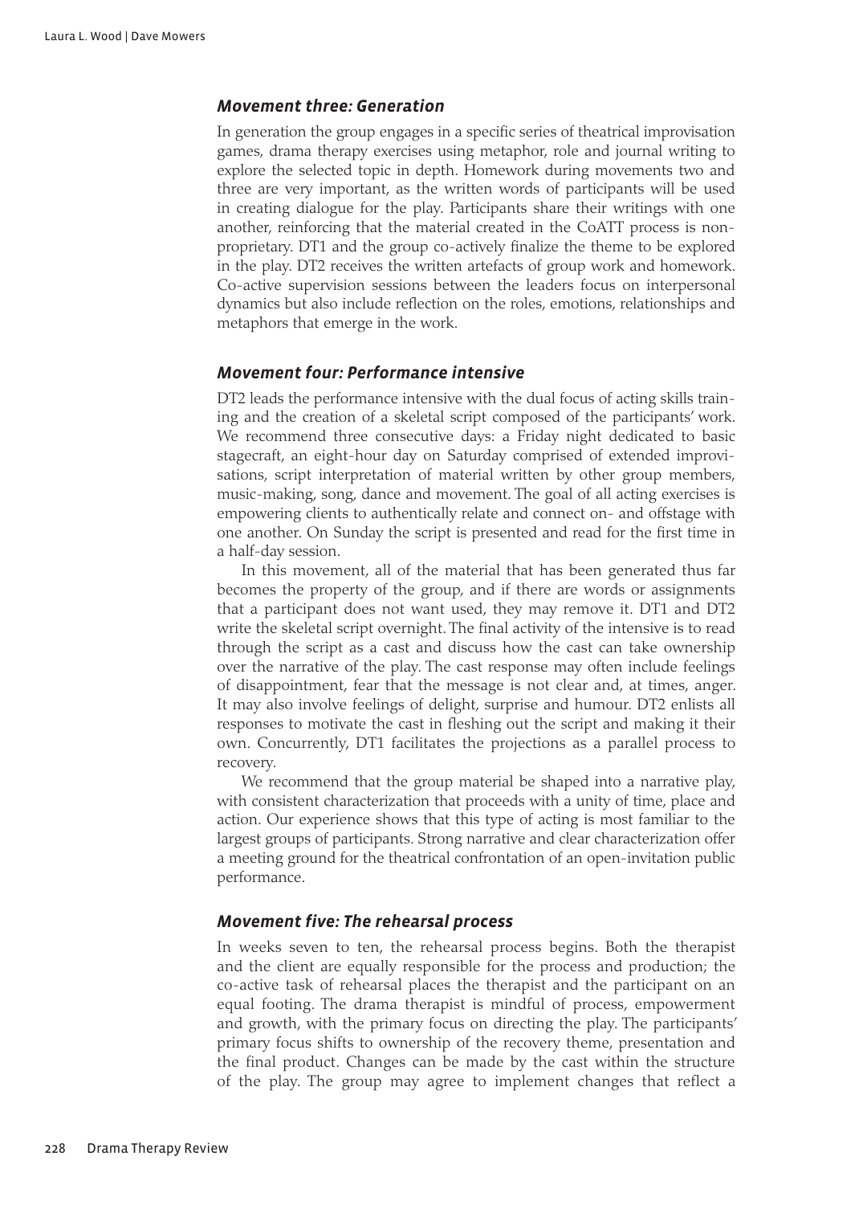### *Movement three: Generation*

In generation the group engages in a specific series of theatrical improvisation games, drama therapy exercises using metaphor, role and journal writing to explore the selected topic in depth. Homework during movements two and three are very important, as the written words of participants will be used in creating dialogue for the play. Participants share their writings with one another, reinforcing that the material created in the CoATT process is non-proprietary. DT1 and the group co-actively finalize the theme to be explored in the play. DT2 receives the written artefacts of group work and homework. Co-active supervision sessions between the leaders focus on interpersonal dynamics but also include reflection on the roles, emotions, relationships and metaphors that emerge in the work.

### *Movement four: Performance intensive*

DT2 leads the performance intensive with the dual focus of acting skills training and the creation of a skeletal script composed of the participants' work. We recommend three consecutive days: a Friday night dedicated to basic stagecraft, an eight-hour day on Saturday comprised of extended improvisations, script interpretation of material written by other group members, music-making, song, dance and movement. The goal of all acting exercises is empowering clients to authentically relate and connect on- and offstage with one another. On Sunday the script is presented and read for the first time in a half-day session.

In this movement, all of the material that has been generated thus far becomes the property of the group, and if there are words or assignments that a participant does not want used, they may remove it. DT1 and DT2 write the skeletal script overnight. The final activity of the intensive is to read through the script as a cast and discuss how the cast can take ownership over the narrative of the play. The cast response may often include feelings of disappointment, fear that the message is not clear and, at times, anger. It may also involve feelings of delight, surprise and humour. DT2 enlists all responses to motivate the cast in fleshing out the script and making it their own. Concurrently, DT1 facilitates the projections as a parallel process to recovery.

We recommend that the group material be shaped into a narrative play, with consistent characterization that proceeds with a unity of time, place and action. Our experience shows that this type of acting is most familiar to the largest groups of participants. Strong narrative and clear characterization offer a meeting ground for the theatrical confrontation of an open-invitation public performance.

### *Movement five: The rehearsal process*

In weeks seven to ten, the rehearsal process begins. Both the therapist and the client are equally responsible for the process and production; the co-active task of rehearsal places the therapist and the participant on an equal footing. The drama therapist is mindful of process, empowerment and growth, with the primary focus on directing the play. The participants' primary focus shifts to ownership of the recovery theme, presentation and the final product. Changes can be made by the cast within the structure of the play. The group may agree to implement changes that reflect a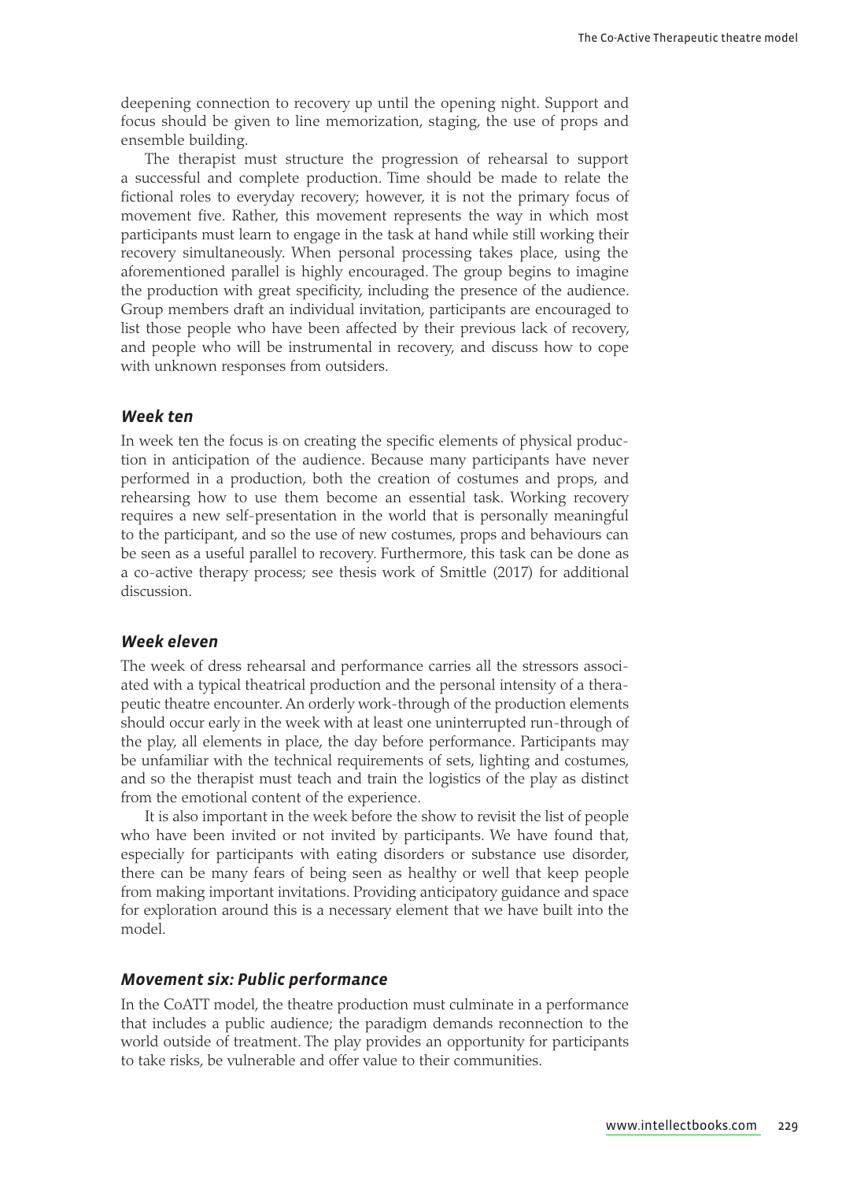deepening connection to recovery up until the opening night. Support and focus should be given to line memorization, staging, the use of props and ensemble building.

The therapist must structure the progression of rehearsal to support a successful and complete production. Time should be made to relate the fictional roles to everyday recovery; however, it is not the primary focus of movement five. Rather, this movement represents the way in which most participants must learn to engage in the task at hand while still working their recovery simultaneously. When personal processing takes place, using the aforementioned parallel is highly encouraged. The group begins to imagine the production with great specificity, including the presence of the audience. Group members draft an individual invitation, participants are encouraged to list those people who have been affected by their previous lack of recovery, and people who will be instrumental in recovery, and discuss how to cope with unknown responses from outsiders.

### *Week ten*

In week ten the focus is on creating the specific elements of physical production in anticipation of the audience. Because many participants have never performed in a production, both the creation of costumes and props, and rehearsing how to use them become an essential task. Working recovery requires a new self-presentation in the world that is personally meaningful to the participant, and so the use of new costumes, props and behaviours can be seen as a useful parallel to recovery. Furthermore, this task can be done as a co-active therapy process; see thesis work of Smittle (2017) for additional discussion.

### *Week eleven*

The week of dress rehearsal and performance carries all the stressors associated with a typical theatrical production and the personal intensity of a therapeutic theatre encounter. An orderly work-through of the production elements should occur early in the week with at least one uninterrupted run-through of the play, all elements in place, the day before performance. Participants may be unfamiliar with the technical requirements of sets, lighting and costumes, and so the therapist must teach and train the logistics of the play as distinct from the emotional content of the experience.

It is also important in the week before the show to revisit the list of people who have been invited or not invited by participants. We have found that, especially for participants with eating disorders or substance use disorder, there can be many fears of being seen as healthy or well that keep people from making important invitations. Providing anticipatory guidance and space for exploration around this is a necessary element that we have built into the model.

### *Movement six: Public performance*

In the CoATT model, the theatre production must culminate in a performance that includes a public audience; the paradigm demands reconnection to the world outside of treatment. The play provides an opportunity for participants to take risks, be vulnerable and offer value to their communities.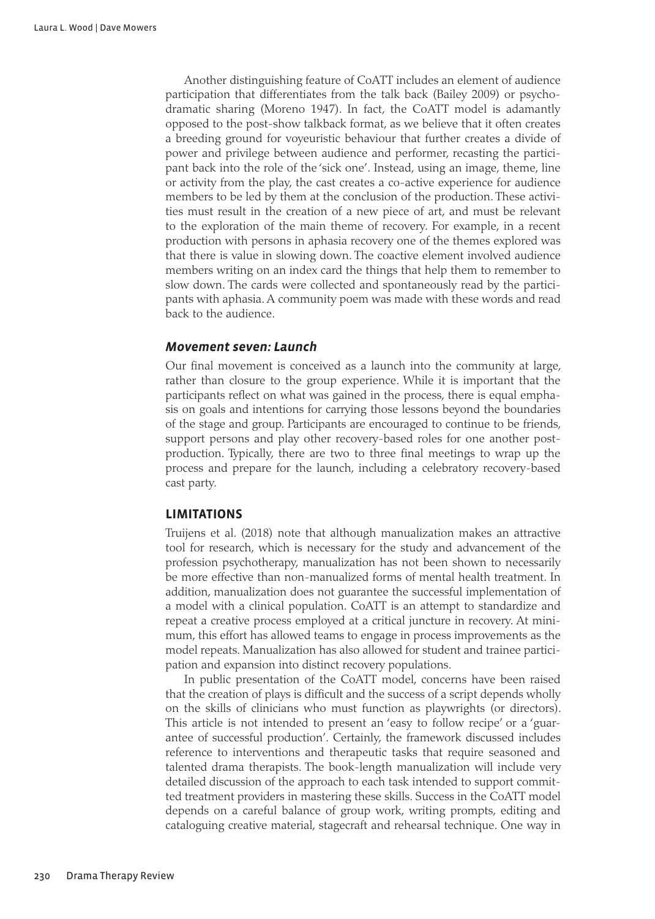Another distinguishing feature of CoATT includes an element of audience participation that differentiates from the talk back (Bailey 2009) or psychodramatic sharing (Moreno 1947). In fact, the CoATT model is adamantly opposed to the post-show talkback format, as we believe that it often creates a breeding ground for voyeuristic behaviour that further creates a divide of power and privilege between audience and performer, recasting the participant back into the role of the 'sick one'. Instead, using an image, theme, line or activity from the play, the cast creates a co-active experience for audience members to be led by them at the conclusion of the production. These activities must result in the creation of a new piece of art, and must be relevant to the exploration of the main theme of recovery. For example, in a recent production with persons in aphasia recovery one of the themes explored was that there is value in slowing down. The coactive element involved audience members writing on an index card the things that help them to remember to slow down. The cards were collected and spontaneously read by the participants with aphasia. A community poem was made with these words and read back to the audience.

### *Movement seven: Launch*

Our final movement is conceived as a launch into the community at large, rather than closure to the group experience. While it is important that the participants reflect on what was gained in the process, there is equal emphasis on goals and intentions for carrying those lessons beyond the boundaries of the stage and group. Participants are encouraged to continue to be friends, support persons and play other recovery-based roles for one another post-production. Typically, there are two to three final meetings to wrap up the process and prepare for the launch, including a celebratory recovery-based cast party.

## LIMITATIONS

Truijens et al. (2018) note that although manualization makes an attractive tool for research, which is necessary for the study and advancement of the profession psychotherapy, manualization has not been shown to necessarily be more effective than non-manualized forms of mental health treatment. In addition, manualization does not guarantee the successful implementation of a model with a clinical population. CoATT is an attempt to standardize and repeat a creative process employed at a critical juncture in recovery. At minimum, this effort has allowed teams to engage in process improvements as the model repeats. Manualization has also allowed for student and trainee participation and expansion into distinct recovery populations.

In public presentation of the CoATT model, concerns have been raised that the creation of plays is difficult and the success of a script depends wholly on the skills of clinicians who must function as playwrights (or directors). This article is not intended to present an 'easy to follow recipe' or a 'guarantee of successful production'. Certainly, the framework discussed includes reference to interventions and therapeutic tasks that require seasoned and talented drama therapists. The book-length manualization will include very detailed discussion of the approach to each task intended to support committed treatment providers in mastering these skills. Success in the CoATT model depends on a careful balance of group work, writing prompts, editing and cataloguing creative material, stagecraft and rehearsal technique. One way in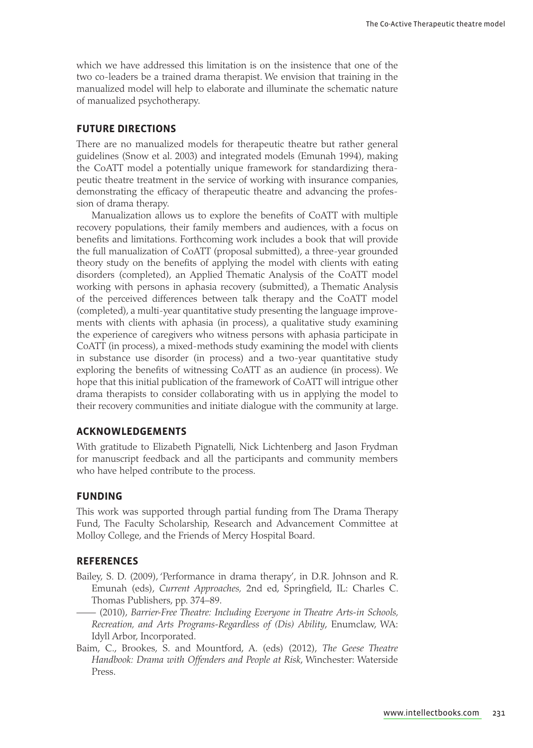which we have addressed this limitation is on the insistence that one of the two co-leaders be a trained drama therapist. We envision that training in the manualized model will help to elaborate and illuminate the schematic nature of manualized psychotherapy.

## FUTURE DIRECTIONS

There are no manualized models for therapeutic theatre but rather general guidelines (Snow et al. 2003) and integrated models (Emunah 1994), making the CoATT model a potentially unique framework for standardizing therapeutic theatre treatment in the service of working with insurance companies, demonstrating the efficacy of therapeutic theatre and advancing the profession of drama therapy.

Manualization allows us to explore the benefits of CoATT with multiple recovery populations, their family members and audiences, with a focus on benefits and limitations. Forthcoming work includes a book that will provide the full manualization of CoATT (proposal submitted), a three-year grounded theory study on the benefits of applying the model with clients with eating disorders (completed), an Applied Thematic Analysis of the CoATT model working with persons in aphasia recovery (submitted), a Thematic Analysis of the perceived differences between talk therapy and the CoATT model (completed), a multi-year quantitative study presenting the language improvements with clients with aphasia (in process), a qualitative study examining the experience of caregivers who witness persons with aphasia participate in CoATT (in process), a mixed-methods study examining the model with clients in substance use disorder (in process) and a two-year quantitative study exploring the benefits of witnessing CoATT as an audience (in process). We hope that this initial publication of the framework of CoATT will intrigue other drama therapists to consider collaborating with us in applying the model to their recovery communities and initiate dialogue with the community at large.

## ACKNOWLEDGEMENTS

With gratitude to Elizabeth Pignatelli, Nick Lichtenberg and Jason Frydman for manuscript feedback and all the participants and community members who have helped contribute to the process.

## FUNDING

This work was supported through partial funding from The Drama Therapy Fund, The Faculty Scholarship, Research and Advancement Committee at Molloy College, and the Friends of Mercy Hospital Board.

## REFERENCES

Bailey, S. D. (2009), 'Performance in drama therapy', in D.R. Johnson and R. Emunah (eds), *Current Approaches,* 2nd ed, Springfield, IL: Charles C. Thomas Publishers, pp. 374–89.

—— (2010), *Barrier-Free Theatre: Including Everyone in Theatre Arts-in Schools, Recreation, and Arts Programs-Regardless of (Dis) Ability*, Enumclaw, WA: Idyll Arbor, Incorporated.

Baim, C., Brookes, S. and Mountford, A. (eds) (2012), *The Geese Theatre Handbook: Drama with Offenders and People at Risk*, Winchester: Waterside Press.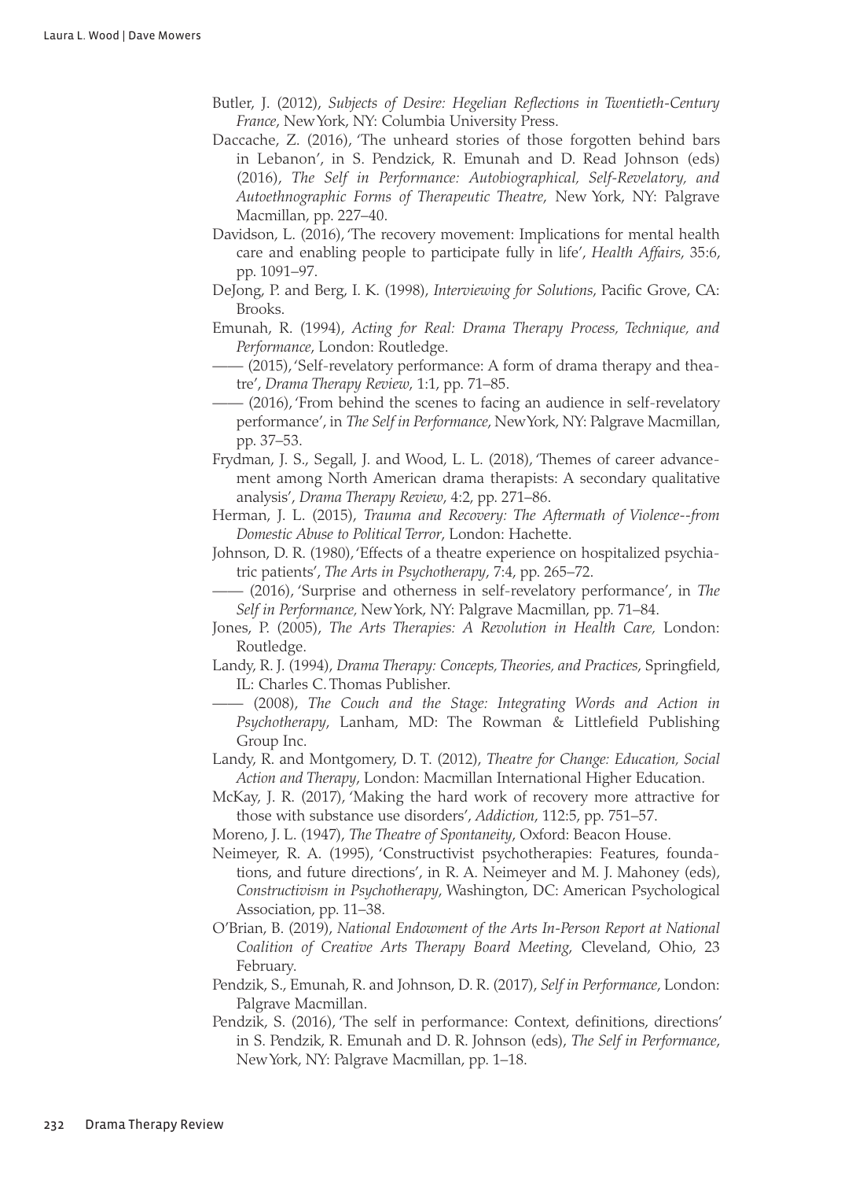Butler, J. (2012), *Subjects of Desire: Hegelian Reflections in Twentieth-Century France*, New York, NY: Columbia University Press.

Daccache, Z. (2016), 'The unheard stories of those forgotten behind bars in Lebanon', in S. Pendzick, R. Emunah and D. Read Johnson (eds) (2016), *The Self in Performance: Autobiographical, Self-Revelatory, and Autoethnographic Forms of Therapeutic Theatre*, New York, NY: Palgrave Macmillan, pp. 227–40.

Davidson, L. (2016), 'The recovery movement: Implications for mental health care and enabling people to participate fully in life', *Health Affairs*, 35:6, pp. 1091–97.

DeJong, P. and Berg, I. K. (1998), *Interviewing for Solutions*, Pacific Grove, CA: Brooks.

Emunah, R. (1994), *Acting for Real: Drama Therapy Process, Technique, and Performance*, London: Routledge.

—— (2015), 'Self-revelatory performance: A form of drama therapy and theatre', *Drama Therapy Review*, 1:1, pp. 71–85.

—— (2016), 'From behind the scenes to facing an audience in self-revelatory performance', in *The Self in Performance*, New York, NY: Palgrave Macmillan, pp. 37–53.

Frydman, J. S., Segall, J. and Wood, L. L. (2018), 'Themes of career advancement among North American drama therapists: A secondary qualitative analysis', *Drama Therapy Review*, 4:2, pp. 271–86.

Herman, J. L. (2015), *Trauma and Recovery: The Aftermath of Violence--from Domestic Abuse to Political Terror*, London: Hachette.

Johnson, D. R. (1980), 'Effects of a theatre experience on hospitalized psychiatric patients', *The Arts in Psychotherapy*, 7:4, pp. 265–72.

—— (2016), 'Surprise and otherness in self-revelatory performance', in *The Self in Performance*, New York, NY: Palgrave Macmillan, pp. 71–84.

Jones, P. (2005), *The Arts Therapies: A Revolution in Health Care*, London: Routledge.

Landy, R. J. (1994), *Drama Therapy: Concepts, Theories, and Practices*, Springfield, IL: Charles C. Thomas Publisher.

—— (2008), *The Couch and the Stage: Integrating Words and Action in Psychotherapy*, Lanham, MD: The Rowman & Littlefield Publishing Group Inc.

Landy, R. and Montgomery, D. T. (2012), *Theatre for Change: Education, Social Action and Therapy*, London: Macmillan International Higher Education.

McKay, J. R. (2017), 'Making the hard work of recovery more attractive for those with substance use disorders', *Addiction*, 112:5, pp. 751–57.

Moreno, J. L. (1947), *The Theatre of Spontaneity*, Oxford: Beacon House.

Neimeyer, R. A. (1995), 'Constructivist psychotherapies: Features, foundations, and future directions', in R. A. Neimeyer and M. J. Mahoney (eds), *Constructivism in Psychotherapy*, Washington, DC: American Psychological Association, pp. 11–38.

O'Brian, B. (2019), *National Endowment of the Arts In-Person Report at National Coalition of Creative Arts Therapy Board Meeting*, Cleveland, Ohio, 23 February.

Pendzik, S., Emunah, R. and Johnson, D. R. (2017), *Self in Performance*, London: Palgrave Macmillan.

Pendzik, S. (2016), 'The self in performance: Context, definitions, directions' in S. Pendzik, R. Emunah and D. R. Johnson (eds), *The Self in Performance*, New York, NY: Palgrave Macmillan, pp. 1–18.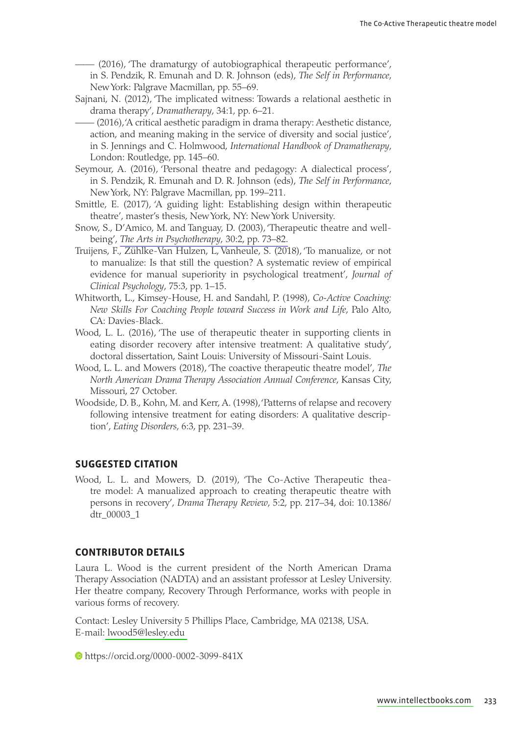—— (2016), 'The dramaturgy of autobiographical therapeutic performance', in S. Pendzik, R. Emunah and D. R. Johnson (eds), *The Self in Performance*, New York: Palgrave Macmillan, pp. 55–69.

Sajnani, N. (2012), 'The implicated witness: Towards a relational aesthetic in drama therapy', *Dramatherapy*, 34:1, pp. 6–21.

—— (2016), 'A critical aesthetic paradigm in drama therapy: Aesthetic distance, action, and meaning making in the service of diversity and social justice', in S. Jennings and C. Holmwood, *International Handbook of Dramatherapy*, London: Routledge, pp. 145–60.

Seymour, A. (2016), 'Personal theatre and pedagogy: A dialectical process', in S. Pendzik, R. Emunah and D. R. Johnson (eds), *The Self in Performance*, New York, NY: Palgrave Macmillan, pp. 199–211.

Smittle, E. (2017), 'A guiding light: Establishing design within therapeutic theatre', master's thesis, New York, NY: New York University.

Snow, S., D'Amico, M. and Tanguay, D. (2003), 'Therapeutic theatre and well-being', *The Arts in Psychotherapy*, 30:2, pp. 73–82.

Truijens, F., Zühlke-Van Hulzen, L, Vanheule, S. (2018), 'To manualize, or not to manualize: Is that still the question? A systematic review of empirical evidence for manual superiority in psychological treatment', *Journal of Clinical Psychology*, 75:3, pp. 1–15.

Whitworth, L., Kimsey-House, H. and Sandahl, P. (1998), *Co-Active Coaching: New Skills For Coaching People toward Success in Work and Life*, Palo Alto, CA: Davies-Black.

Wood, L. L. (2016), 'The use of therapeutic theater in supporting clients in eating disorder recovery after intensive treatment: A qualitative study', doctoral dissertation, Saint Louis: University of Missouri-Saint Louis.

Wood, L. L. and Mowers (2018), 'The coactive therapeutic theatre model', *The North American Drama Therapy Association Annual Conference*, Kansas City, Missouri, 27 October.

Woodside, D. B., Kohn, M. and Kerr, A. (1998), 'Patterns of relapse and recovery following intensive treatment for eating disorders: A qualitative description', *Eating Disorders*, 6:3, pp. 231–39.

## SUGGESTED CITATION

Wood, L. L. and Mowers, D. (2019), 'The Co-Active Therapeutic theatre model: A manualized approach to creating therapeutic theatre with persons in recovery', *Drama Therapy Review*, 5:2, pp. 217–34, doi: 10.1386/dtr_00003_1

## CONTRIBUTOR DETAILS

Laura L. Wood is the current president of the North American Drama Therapy Association (NADTA) and an assistant professor at Lesley University. Her theatre company, Recovery Through Performance, works with people in various forms of recovery.

Contact: Lesley University 5 Phillips Place, Cambridge, MA 02138, USA.
E-mail: lwood5@lesley.edu

https://orcid.org/0000-0002-3099-841X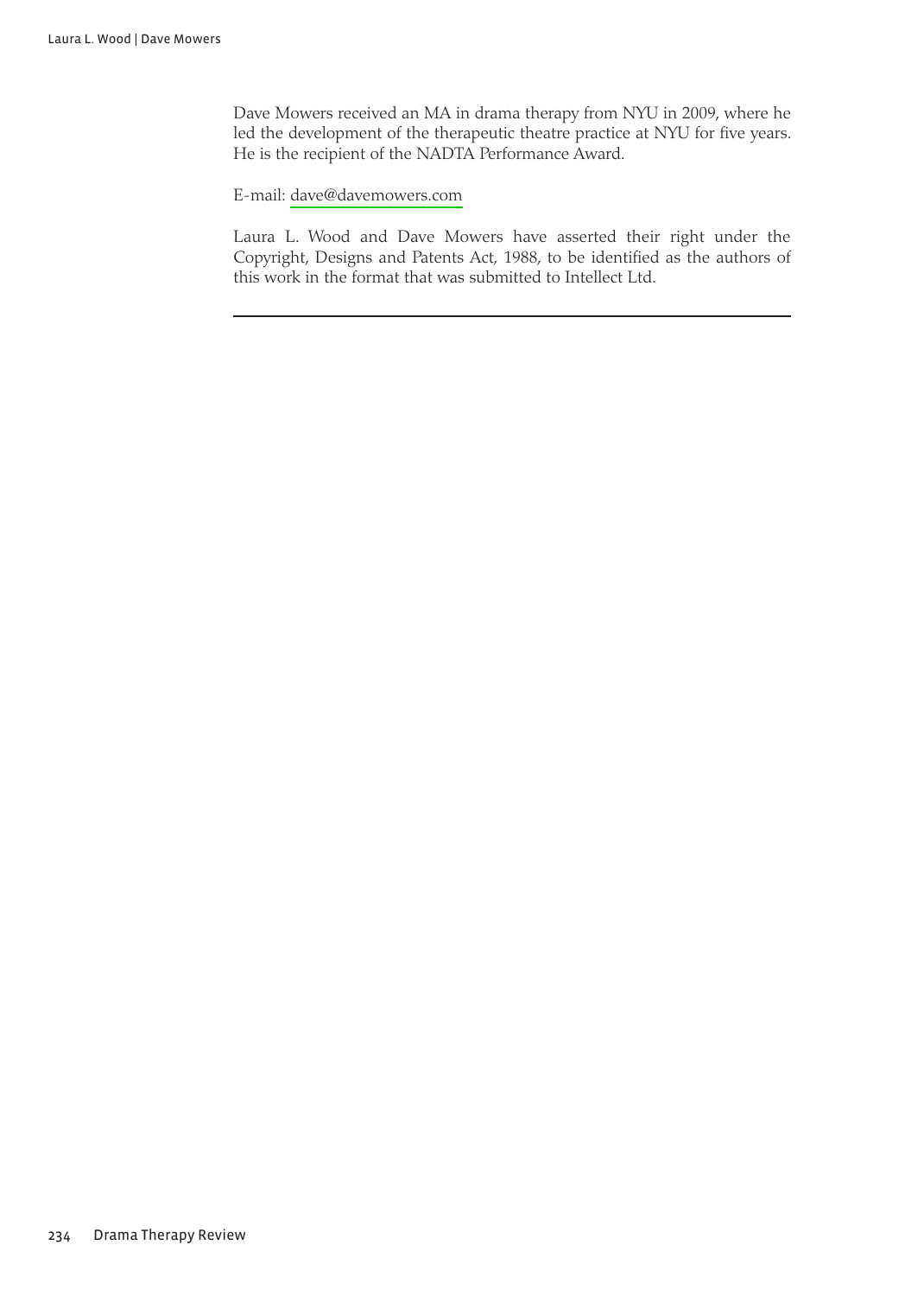Dave Mowers received an MA in drama therapy from NYU in 2009, where he led the development of the therapeutic theatre practice at NYU for five years. He is the recipient of the NADTA Performance Award.

E-mail: dave@davemowers.com

Laura L. Wood and Dave Mowers have asserted their right under the Copyright, Designs and Patents Act, 1988, to be identified as the authors of this work in the format that was submitted to Intellect Ltd.

---